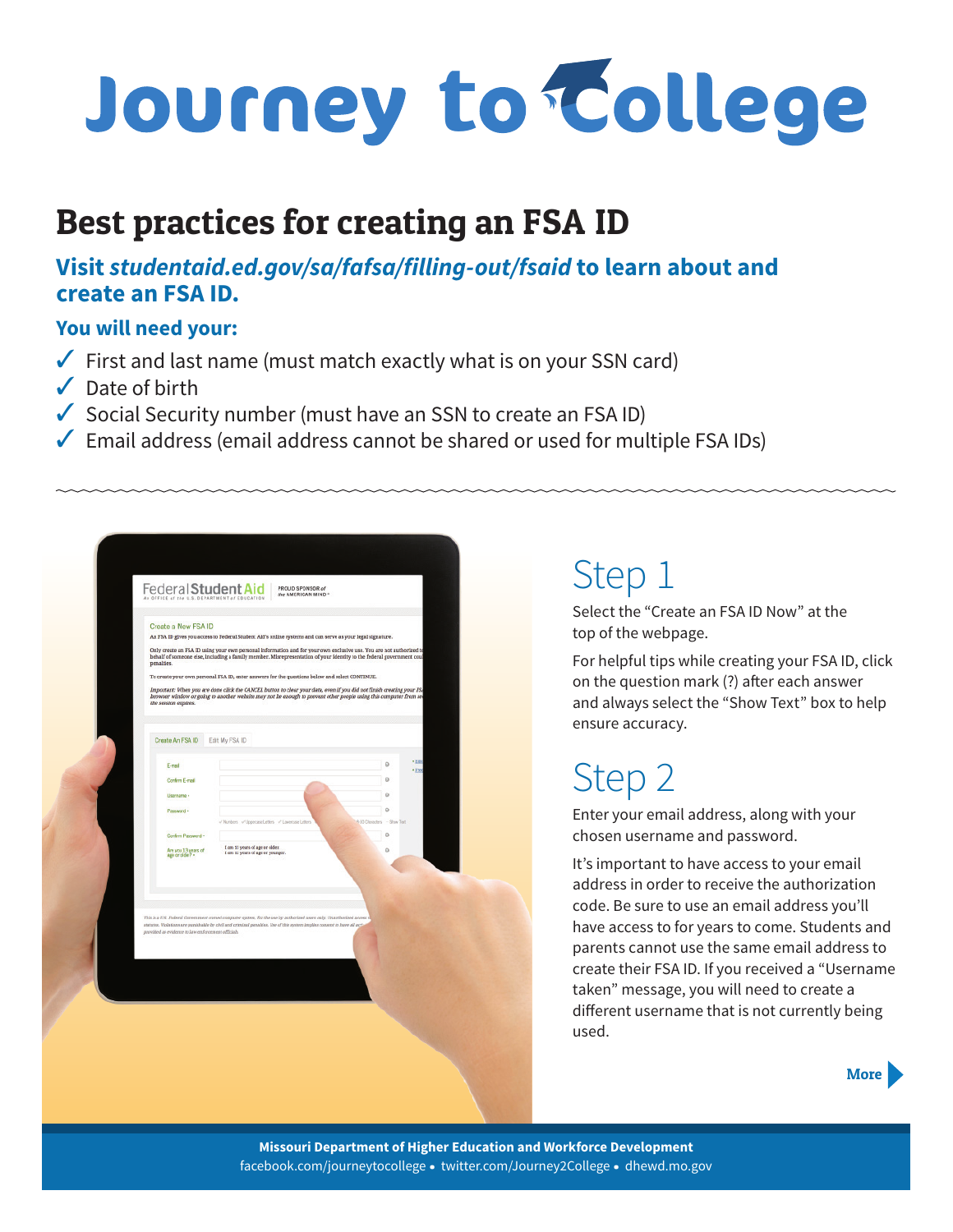# Journey to College

## Best practices for creating an FSA ID

### Visit *studentaid.ed.gov/sa/fafsa/filling-out/fsaid* to learn about and create an FSA ID.

### You will need your:

- ✓ First and last name (must match exactly what is on your SSN card)
- ✓ Date of birth
- ✓ Social Security number (must have an SSN to create an FSA ID)
- ✓ Email address (email address cannot be shared or used for multiple FSA IDs)

## Step 1

Select the "Create an FSA ID Now" at the top of the webpage.

For helpful tips while creating your FSA ID, click on the question mark (?) after each answer and always select the "Show Text" box to help ensure accuracy.

## Step 2

Enter your email address, along with your chosen username and password.

It's important to have access to your email address in order to receive the authorization code. Be sure to use an email address you'll have access to for years to come. Students and parents cannot use the same email address to create their FSA ID. If you received a "Username taken" message, you will need to create a different username that is not currently being used.

**More**

**Missouri Department of Higher Education and Workforce Development**
facebook.com/journeytocollege • twitter.com/Journey2College • dhewd.mo.gov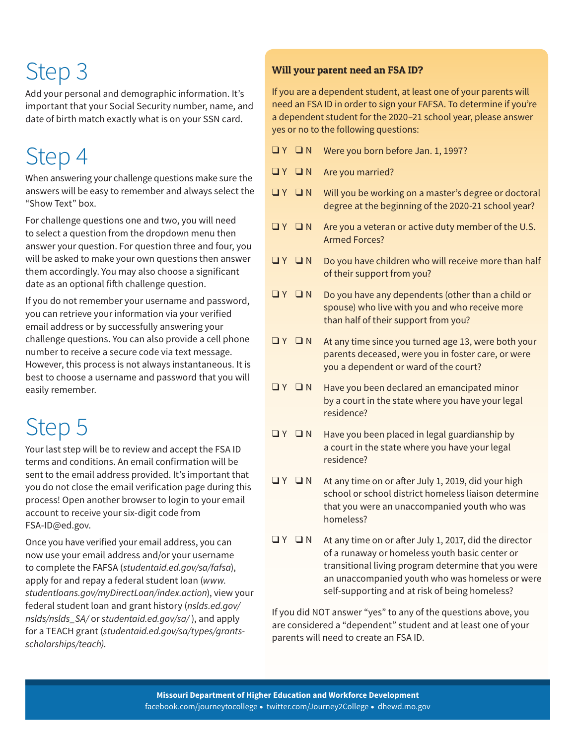# Step 3

Add your personal and demographic information. It's important that your Social Security number, name, and date of birth match exactly what is on your SSN card.

# Step 4

When answering your challenge questions make sure the answers will be easy to remember and always select the "Show Text" box.

For challenge questions one and two, you will need to select a question from the dropdown menu then answer your question. For question three and four, you will be asked to make your own questions then answer them accordingly. You may also choose a significant date as an optional fifth challenge question.

If you do not remember your username and password, you can retrieve your information via your verified email address or by successfully answering your challenge questions. You can also provide a cell phone number to receive a secure code via text message. However, this process is not always instantaneous. It is best to choose a username and password that you will easily remember.

# Step 5

Your last step will be to review and accept the FSA ID terms and conditions. An email confirmation will be sent to the email address provided. It's important that you do not close the email verification page during this process! Open another browser to login to your email account to receive your six-digit code from FSA-ID@ed.gov.

Once you have verified your email address, you can now use your email address and/or your username to complete the FAFSA (*studentaid.ed.gov/sa/fafsa*), apply for and repay a federal student loan (*www.studentloans.gov/myDirectLoan/index.action*), view your federal student loan and grant history (*nslds.ed.gov/nslds/nslds_SA/* or *studentaid.ed.gov/sa/* ), and apply for a TEACH grant (*studentaid.ed.gov/sa/types/grants-scholarships/teach)*.

**Will your parent need an FSA ID?**

If you are a dependent student, at least one of your parents will need an FSA ID in order to sign your FAFSA. To determine if you're a dependent student for the 2020–21 school year, please answer yes or no to the following questions:

- ❑ Y ❑ N Were you born before Jan. 1, 1997?
- ❑ Y ❑ N Are you married?
- ❑ Y ❑ N Will you be working on a master's degree or doctoral degree at the beginning of the 2020-21 school year?
- ❑ Y ❑ N Are you a veteran or active duty member of the U.S. Armed Forces?
- ❑ Y ❑ N Do you have children who will receive more than half of their support from you?
- ❑ Y ❑ N Do you have any dependents (other than a child or spouse) who live with you and who receive more than half of their support from you?
- ❑ Y ❑ N At any time since you turned age 13, were both your parents deceased, were you in foster care, or were you a dependent or ward of the court?
- ❑ Y ❑ N Have you been declared an emancipated minor by a court in the state where you have your legal residence?
- ❑ Y ❑ N Have you been placed in legal guardianship by a court in the state where you have your legal residence?
- ❑ Y ❑ N At any time on or after July 1, 2019, did your high school or school district homeless liaison determine that you were an unaccompanied youth who was homeless?
- ❑ Y ❑ N At any time on or after July 1, 2017, did the director of a runaway or homeless youth basic center or transitional living program determine that you were an unaccompanied youth who was homeless or were self-supporting and at risk of being homeless?

If you did NOT answer "yes" to any of the questions above, you are considered a "dependent" student and at least one of your parents will need to create an FSA ID.

**Missouri Department of Higher Education and Workforce Development**
facebook.com/journeytocollege • twitter.com/Journey2College • dhewd.mo.gov